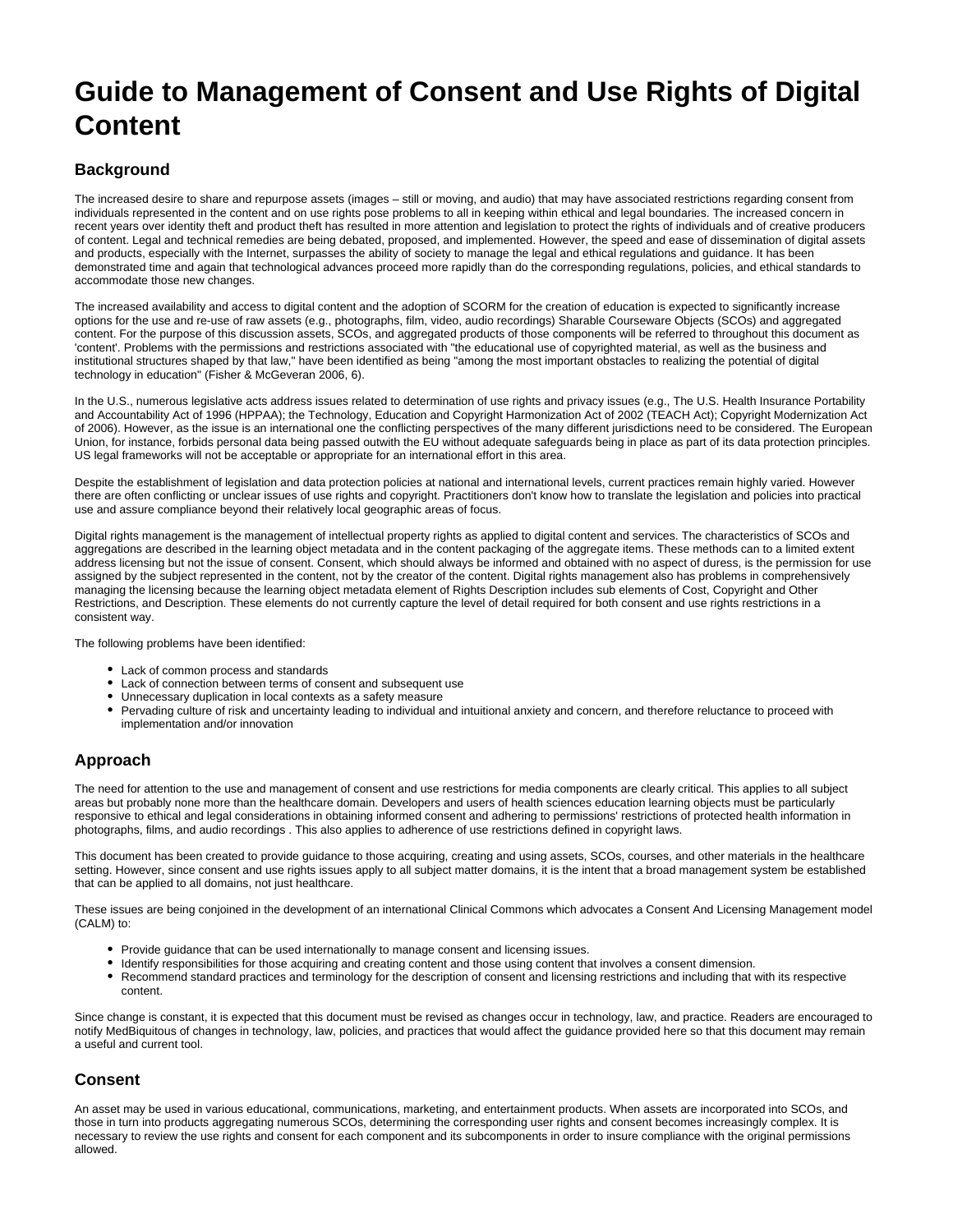# Guide to Management of Consent and Use Rights of Digital Content

## Background

The increased desire to share and repurpose assets (images – still or moving, and audio) that may have associated restrictions regarding consent from individuals represented in the content and on use rights pose problems to all in keeping within ethical and legal boundaries. The increased concern in recent years over identity theft and product theft has resulted in more attention and legislation to protect the rights of individuals and of creative producers of content. Legal and technical remedies are being debated, proposed, and implemented. However, the speed and ease of dissemination of digital assets and products, especially with the Internet, surpasses the ability of society to manage the legal and ethical regulations and guidance. It has been demonstrated time and again that technological advances proceed more rapidly than do the corresponding regulations, policies, and ethical standards to accommodate those new changes.

The increased availability and access to digital content and the adoption of SCORM for the creation of education is expected to significantly increase options for the use and re-use of raw assets (e.g., photographs, film, video, audio recordings) Sharable Courseware Objects (SCOs) and aggregated content. For the purpose of this discussion assets, SCOs, and aggregated products of those components will be referred to throughout this document as 'content'. Problems with the permissions and restrictions associated with "the educational use of copyrighted material, as well as the business and institutional structures shaped by that law," have been identified as being "among the most important obstacles to realizing the potential of digital technology in education" (Fisher & McGeveran 2006, 6).

In the U.S., numerous legislative acts address issues related to determination of use rights and privacy issues (e.g., The U.S. Health Insurance Portability and Accountability Act of 1996 (HPPAA); the Technology, Education and Copyright Harmonization Act of 2002 (TEACH Act); Copyright Modernization Act of 2006). However, as the issue is an international one the conflicting perspectives of the many different jurisdictions need to be considered. The European Union, for instance, forbids personal data being passed outwith the EU without adequate safeguards being in place as part of its data protection principles. US legal frameworks will not be acceptable or appropriate for an international effort in this area.

Despite the establishment of legislation and data protection policies at national and international levels, current practices remain highly varied. However there are often conflicting or unclear issues of use rights and copyright. Practitioners don't know how to translate the legislation and policies into practical use and assure compliance beyond their relatively local geographic areas of focus.

Digital rights management is the management of intellectual property rights as applied to digital content and services. The characteristics of SCOs and aggregations are described in the learning object metadata and in the content packaging of the aggregate items. These methods can to a limited extent address licensing but not the issue of consent. Consent, which should always be informed and obtained with no aspect of duress, is the permission for use assigned by the subject represented in the content, not by the creator of the content. Digital rights management also has problems in comprehensively managing the licensing because the learning object metadata element of Rights Description includes sub elements of Cost, Copyright and Other Restrictions, and Description. These elements do not currently capture the level of detail required for both consent and use rights restrictions in a consistent way.

The following problems have been identified:

- Lack of common process and standards
- Lack of connection between terms of consent and subsequent use
- Unnecessary duplication in local contexts as a safety measure
- Pervading culture of risk and uncertainty leading to individual and intuitional anxiety and concern, and therefore reluctance to proceed with implementation and/or innovation

## Approach

The need for attention to the use and management of consent and use restrictions for media components are clearly critical. This applies to all subject areas but probably none more than the healthcare domain. Developers and users of health sciences education learning objects must be particularly responsive to ethical and legal considerations in obtaining informed consent and adhering to permissions' restrictions of protected health information in photographs, films, and audio recordings . This also applies to adherence of use restrictions defined in copyright laws.

This document has been created to provide guidance to those acquiring, creating and using assets, SCOs, courses, and other materials in the healthcare setting. However, since consent and use rights issues apply to all subject matter domains, it is the intent that a broad management system be established that can be applied to all domains, not just healthcare.

These issues are being conjoined in the development of an international Clinical Commons which advocates a Consent And Licensing Management model (CALM) to:

- Provide guidance that can be used internationally to manage consent and licensing issues.
- Identify responsibilities for those acquiring and creating content and those using content that involves a consent dimension.
- Recommend standard practices and terminology for the description of consent and licensing restrictions and including that with its respective content.

Since change is constant, it is expected that this document must be revised as changes occur in technology, law, and practice. Readers are encouraged to notify MedBiquitous of changes in technology, law, policies, and practices that would affect the guidance provided here so that this document may remain a useful and current tool.

## Consent

An asset may be used in various educational, communications, marketing, and entertainment products. When assets are incorporated into SCOs, and those in turn into products aggregating numerous SCOs, determining the corresponding user rights and consent becomes increasingly complex. It is necessary to review the use rights and consent for each component and its subcomponents in order to insure compliance with the original permissions allowed.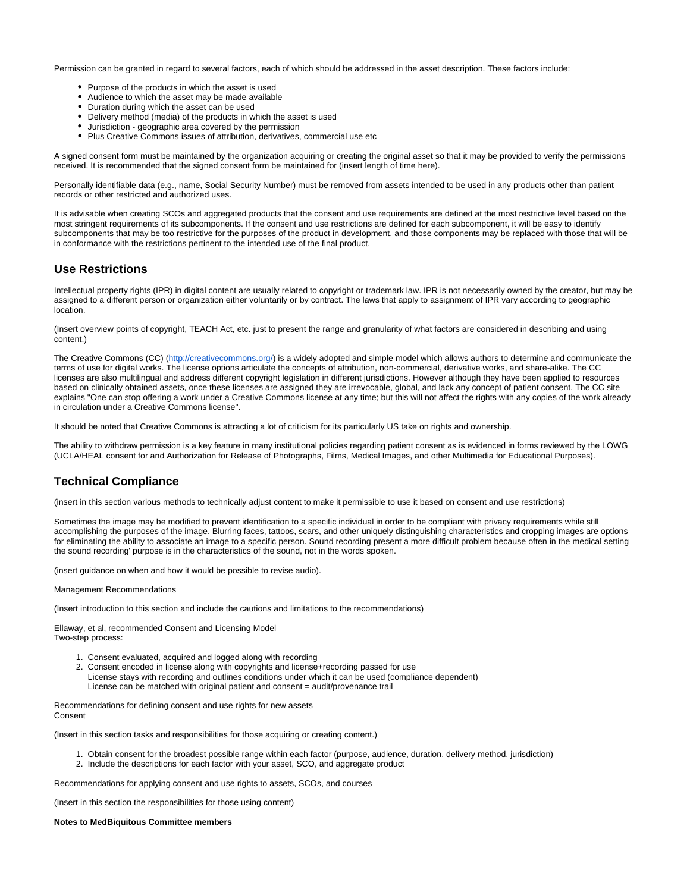Permission can be granted in regard to several factors, each of which should be addressed in the asset description. These factors include:

- Purpose of the products in which the asset is used
- Audience to which the asset may be made available
- Duration during which the asset can be used
- Delivery method (media) of the products in which the asset is used
- Jurisdiction - geographic area covered by the permission
- Plus Creative Commons issues of attribution, derivatives, commercial use etc

A signed consent form must be maintained by the organization acquiring or creating the original asset so that it may be provided to verify the permissions received. It is recommended that the signed consent form be maintained for (insert length of time here).

Personally identifiable data (e.g., name, Social Security Number) must be removed from assets intended to be used in any products other than patient records or other restricted and authorized uses.

It is advisable when creating SCOs and aggregated products that the consent and use requirements are defined at the most restrictive level based on the most stringent requirements of its subcomponents. If the consent and use restrictions are defined for each subcomponent, it will be easy to identify subcomponents that may be too restrictive for the purposes of the product in development, and those components may be replaced with those that will be in conformance with the restrictions pertinent to the intended use of the final product.

## Use Restrictions

Intellectual property rights (IPR) in digital content are usually related to copyright or trademark law. IPR is not necessarily owned by the creator, but may be assigned to a different person or organization either voluntarily or by contract. The laws that apply to assignment of IPR vary according to geographic location.

(Insert overview points of copyright, TEACH Act, etc. just to present the range and granularity of what factors are considered in describing and using content.)

The Creative Commons (CC) (http://creativecommons.org/) is a widely adopted and simple model which allows authors to determine and communicate the terms of use for digital works. The license options articulate the concepts of attribution, non-commercial, derivative works, and share-alike. The CC licenses are also multilingual and address different copyright legislation in different jurisdictions. However although they have been applied to resources based on clinically obtained assets, once these licenses are assigned they are irrevocable, global, and lack any concept of patient consent. The CC site explains "One can stop offering a work under a Creative Commons license at any time; but this will not affect the rights with any copies of the work already in circulation under a Creative Commons license".

It should be noted that Creative Commons is attracting a lot of criticism for its particularly US take on rights and ownership.

The ability to withdraw permission is a key feature in many institutional policies regarding patient consent as is evidenced in forms reviewed by the LOWG (UCLA/HEAL consent for and Authorization for Release of Photographs, Films, Medical Images, and other Multimedia for Educational Purposes).

## Technical Compliance

(insert in this section various methods to technically adjust content to make it permissible to use it based on consent and use restrictions)

Sometimes the image may be modified to prevent identification to a specific individual in order to be compliant with privacy requirements while still accomplishing the purposes of the image. Blurring faces, tattoos, scars, and other uniquely distinguishing characteristics and cropping images are options for eliminating the ability to associate an image to a specific person. Sound recording present a more difficult problem because often in the medical setting the sound recording' purpose is in the characteristics of the sound, not in the words spoken.

(insert guidance on when and how it would be possible to revise audio).

Management Recommendations

(Insert introduction to this section and include the cautions and limitations to the recommendations)

Ellaway, et al, recommended Consent and Licensing Model
Two-step process:

1. Consent evaluated, acquired and logged along with recording
2. Consent encoded in license along with copyrights and license+recording passed for use
   License stays with recording and outlines conditions under which it can be used (compliance dependent)
   License can be matched with original patient and consent = audit/provenance trail

Recommendations for defining consent and use rights for new assets
Consent

(Insert in this section tasks and responsibilities for those acquiring or creating content.)

1. Obtain consent for the broadest possible range within each factor (purpose, audience, duration, delivery method, jurisdiction)
2. Include the descriptions for each factor with your asset, SCO, and aggregate product

Recommendations for applying consent and use rights to assets, SCOs, and courses

(Insert in this section the responsibilities for those using content)

**Notes to MedBiquitous Committee members**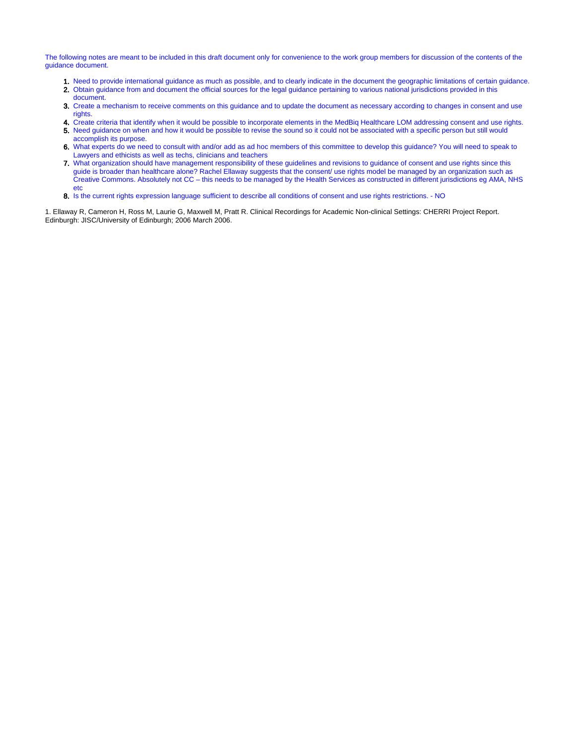The following notes are meant to be included in this draft document only for convenience to the work group members for discussion of the contents of the guidance document.

1. Need to provide international guidance as much as possible, and to clearly indicate in the document the geographic limitations of certain guidance.
2. Obtain guidance from and document the official sources for the legal guidance pertaining to various national jurisdictions provided in this document.
3. Create a mechanism to receive comments on this guidance and to update the document as necessary according to changes in consent and use rights.
4. Create criteria that identify when it would be possible to incorporate elements in the MedBiq Healthcare LOM addressing consent and use rights.
5. Need guidance on when and how it would be possible to revise the sound so it could not be associated with a specific person but still would accomplish its purpose.
6. What experts do we need to consult with and/or add as ad hoc members of this committee to develop this guidance? You will need to speak to Lawyers and ethicists as well as techs, clinicians and teachers
7. What organization should have management responsibility of these guidelines and revisions to guidance of consent and use rights since this guide is broader than healthcare alone? Rachel Ellaway suggests that the consent/ use rights model be managed by an organization such as Creative Commons. Absolutely not CC – this needs to be managed by the Health Services as constructed in different jurisdictions eg AMA, NHS etc
8. Is the current rights expression language sufficient to describe all conditions of consent and use rights restrictions. - NO

1. Ellaway R, Cameron H, Ross M, Laurie G, Maxwell M, Pratt R. Clinical Recordings for Academic Non-clinical Settings: CHERRI Project Report. Edinburgh: JISC/University of Edinburgh; 2006 March 2006.